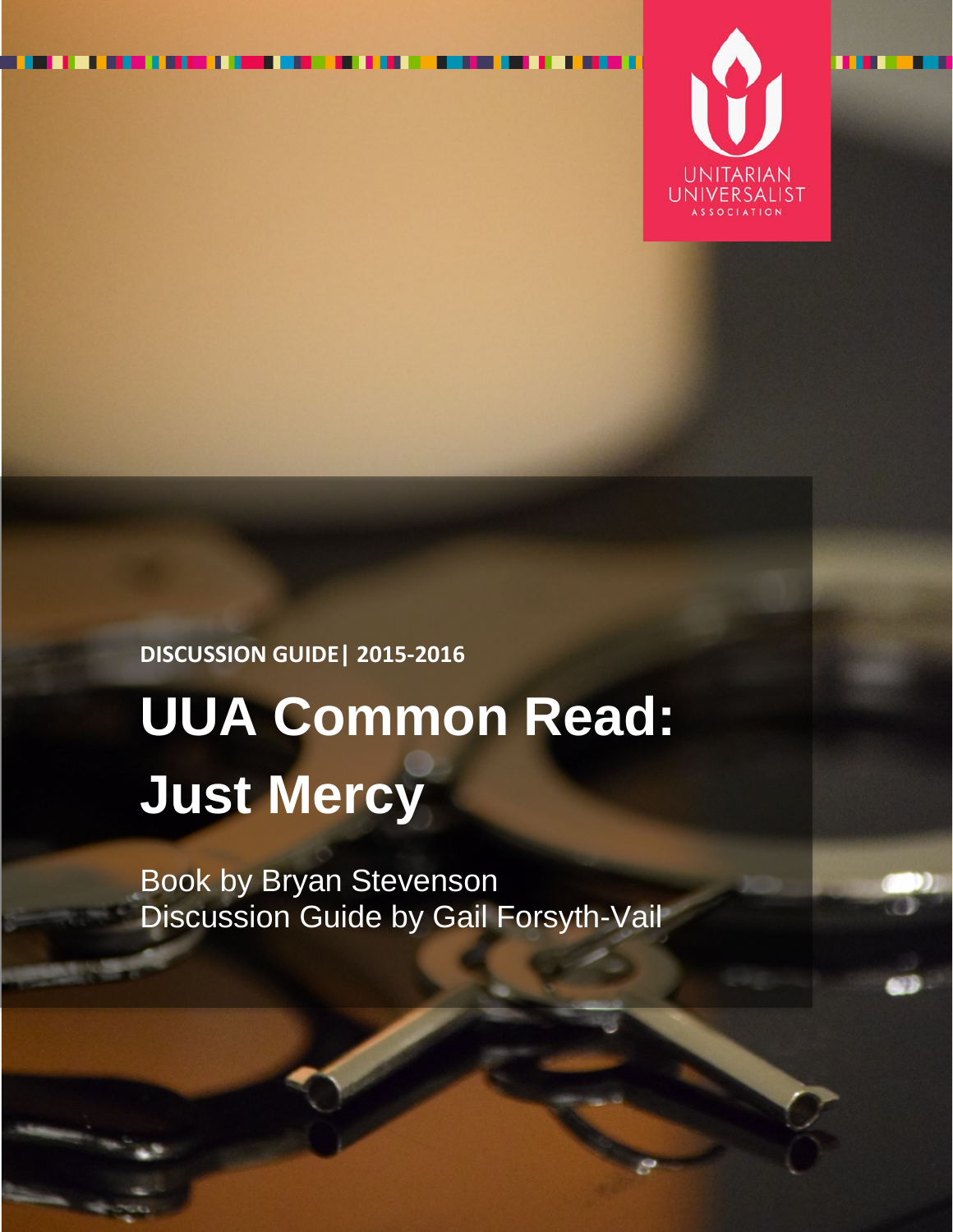UNITARIAN UNIVERSALIST ASSOCIATION

**DISCUSSION GUIDE | 2015-2016**

# UUA Common Read: Just Mercy

Book by Bryan Stevenson
Discussion Guide by Gail Forsyth-Vail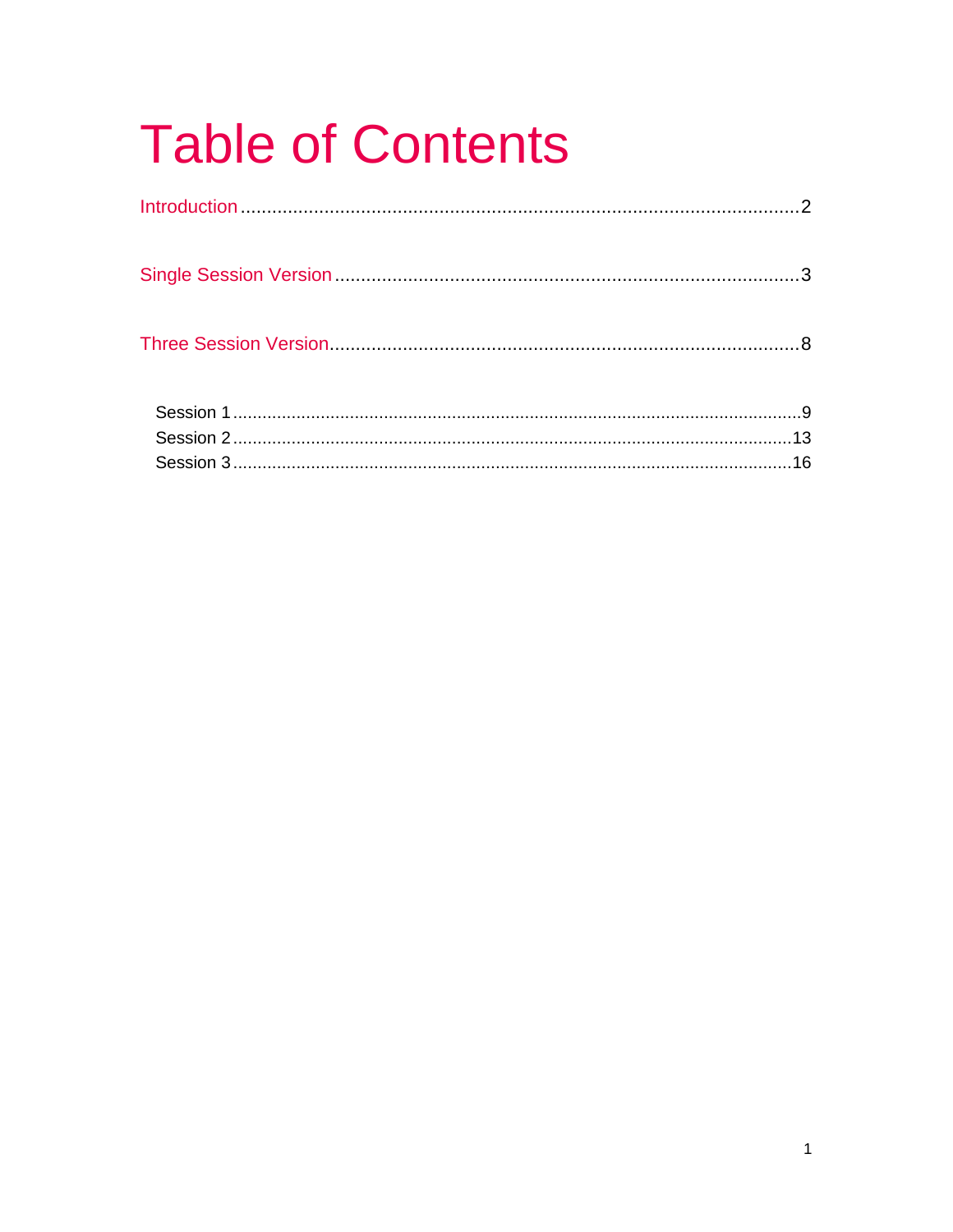# Table of Contents

Introduction ........................................................................................................ 2

Single Session Version ........................................................................................ 3

Three Session Version ......................................................................................... 8

- Session 1 ................................................................................................. 9
- Session 2 ................................................................................................. 13
- Session 3 ................................................................................................. 16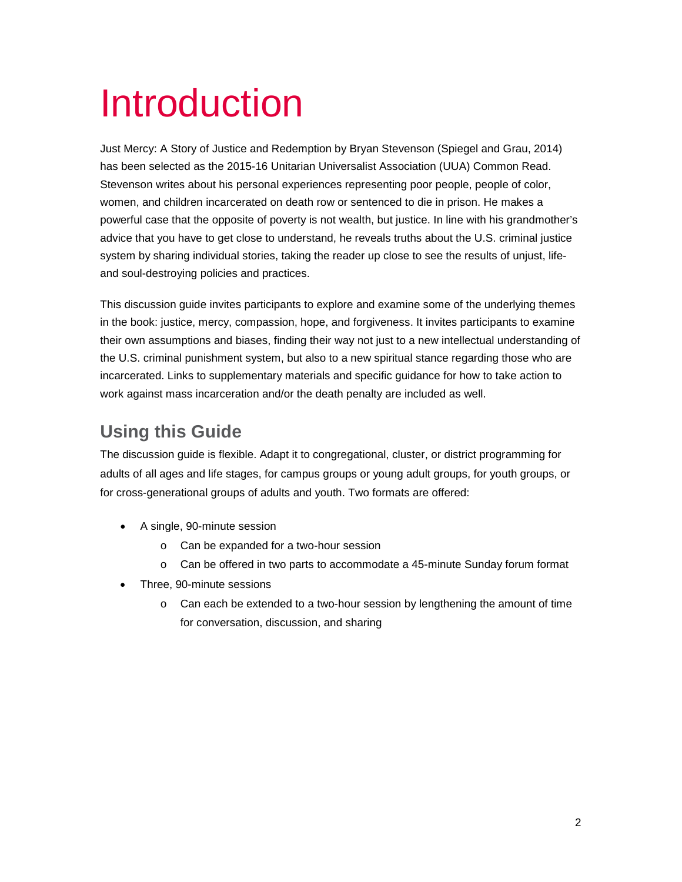# Introduction

Just Mercy: A Story of Justice and Redemption by Bryan Stevenson (Spiegel and Grau, 2014) has been selected as the 2015-16 Unitarian Universalist Association (UUA) Common Read. Stevenson writes about his personal experiences representing poor people, people of color, women, and children incarcerated on death row or sentenced to die in prison. He makes a powerful case that the opposite of poverty is not wealth, but justice. In line with his grandmother's advice that you have to get close to understand, he reveals truths about the U.S. criminal justice system by sharing individual stories, taking the reader up close to see the results of unjust, life- and soul-destroying policies and practices.

This discussion guide invites participants to explore and examine some of the underlying themes in the book: justice, mercy, compassion, hope, and forgiveness. It invites participants to examine their own assumptions and biases, finding their way not just to a new intellectual understanding of the U.S. criminal punishment system, but also to a new spiritual stance regarding those who are incarcerated. Links to supplementary materials and specific guidance for how to take action to work against mass incarceration and/or the death penalty are included as well.

## Using this Guide

The discussion guide is flexible. Adapt it to congregational, cluster, or district programming for adults of all ages and life stages, for campus groups or young adult groups, for youth groups, or for cross-generational groups of adults and youth. Two formats are offered:

- A single, 90-minute session
  - Can be expanded for a two-hour session
  - Can be offered in two parts to accommodate a 45-minute Sunday forum format
- Three, 90-minute sessions
  - Can each be extended to a two-hour session by lengthening the amount of time for conversation, discussion, and sharing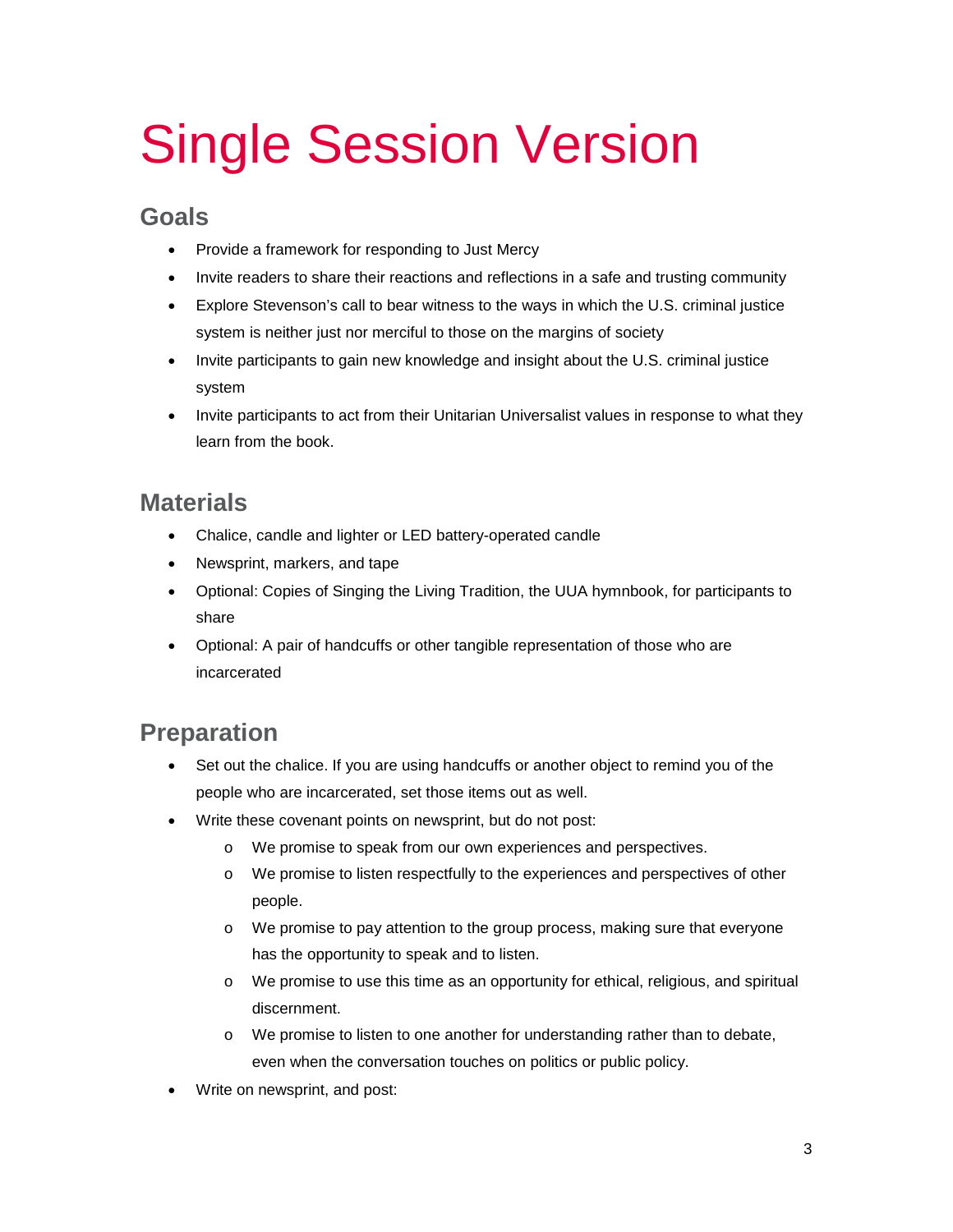# Single Session Version

## Goals

- Provide a framework for responding to Just Mercy
- Invite readers to share their reactions and reflections in a safe and trusting community
- Explore Stevenson's call to bear witness to the ways in which the U.S. criminal justice system is neither just nor merciful to those on the margins of society
- Invite participants to gain new knowledge and insight about the U.S. criminal justice system
- Invite participants to act from their Unitarian Universalist values in response to what they learn from the book.

## Materials

- Chalice, candle and lighter or LED battery-operated candle
- Newsprint, markers, and tape
- Optional: Copies of Singing the Living Tradition, the UUA hymnbook, for participants to share
- Optional: A pair of handcuffs or other tangible representation of those who are incarcerated

## Preparation

- Set out the chalice. If you are using handcuffs or another object to remind you of the people who are incarcerated, set those items out as well.
- Write these covenant points on newsprint, but do not post:
  - We promise to speak from our own experiences and perspectives.
  - We promise to listen respectfully to the experiences and perspectives of other people.
  - We promise to pay attention to the group process, making sure that everyone has the opportunity to speak and to listen.
  - We promise to use this time as an opportunity for ethical, religious, and spiritual discernment.
  - We promise to listen to one another for understanding rather than to debate, even when the conversation touches on politics or public policy.
- Write on newsprint, and post: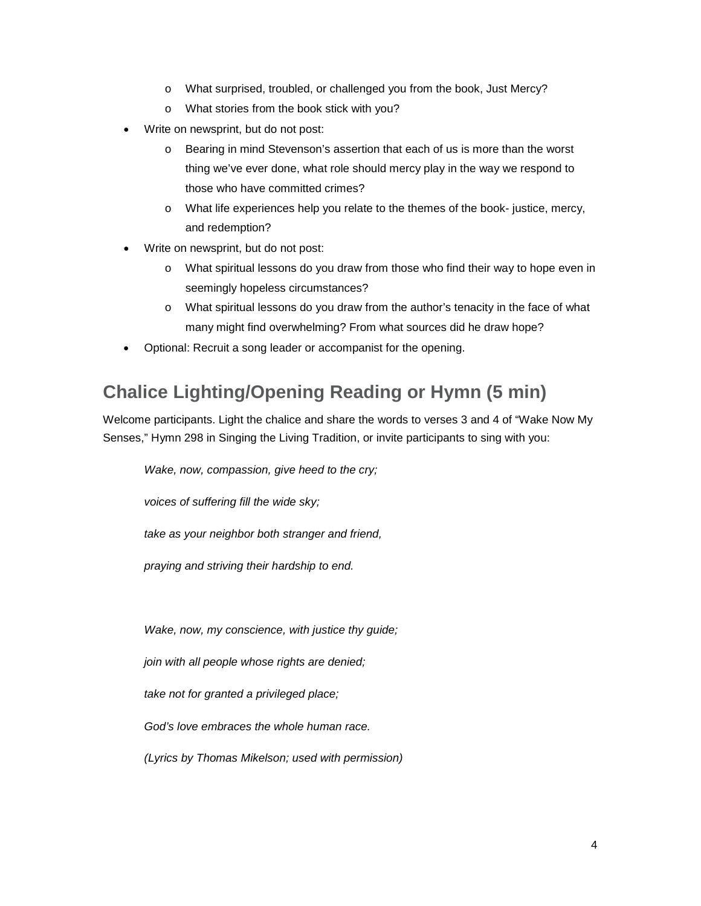- What surprised, troubled, or challenged you from the book, Just Mercy?
    - What stories from the book stick with you?
- Write on newsprint, but do not post:
    - Bearing in mind Stevenson's assertion that each of us is more than the worst thing we've ever done, what role should mercy play in the way we respond to those who have committed crimes?
    - What life experiences help you relate to the themes of the book- justice, mercy, and redemption?
- Write on newsprint, but do not post:
    - What spiritual lessons do you draw from those who find their way to hope even in seemingly hopeless circumstances?
    - What spiritual lessons do you draw from the author's tenacity in the face of what many might find overwhelming? From what sources did he draw hope?
- Optional: Recruit a song leader or accompanist for the opening.

## Chalice Lighting/Opening Reading or Hymn (5 min)

Welcome participants. Light the chalice and share the words to verses 3 and 4 of "Wake Now My Senses," Hymn 298 in Singing the Living Tradition, or invite participants to sing with you:

*Wake, now, compassion, give heed to the cry;*

*voices of suffering fill the wide sky;*

*take as your neighbor both stranger and friend,*

*praying and striving their hardship to end.*

*Wake, now, my conscience, with justice thy guide;*

*join with all people whose rights are denied;*

*take not for granted a privileged place;*

*God's love embraces the whole human race.*

*(Lyrics by Thomas Mikelson; used with permission)*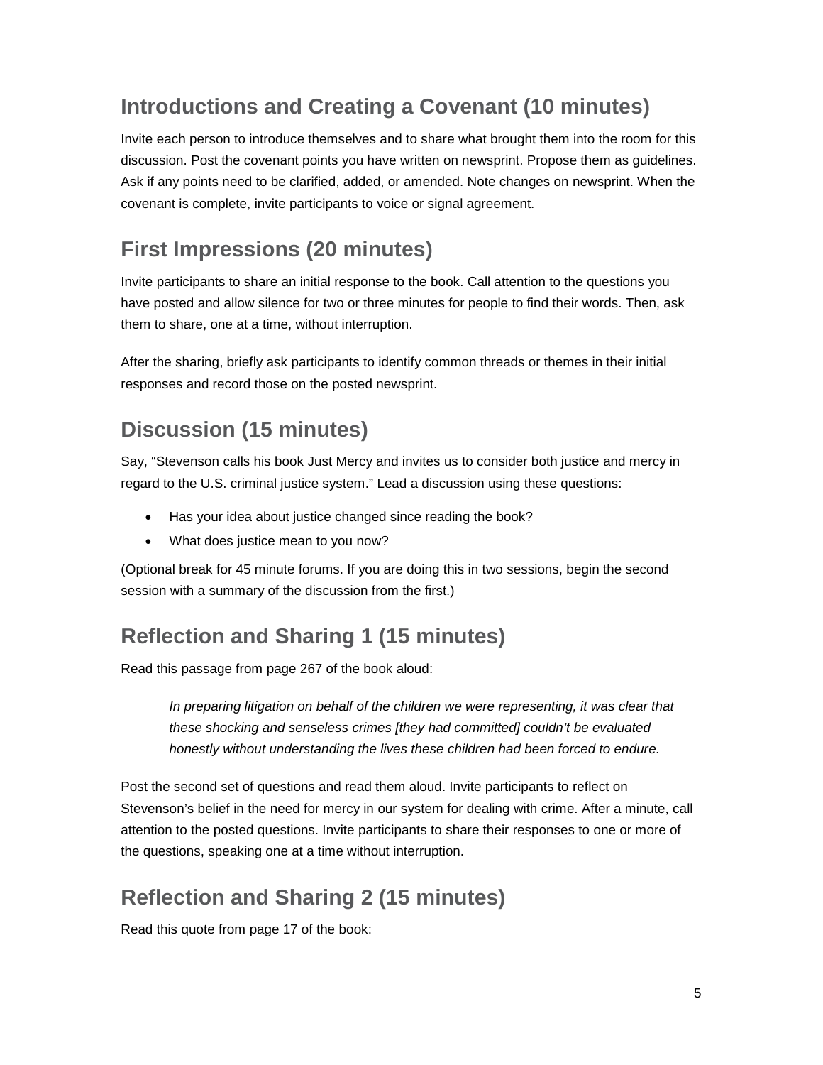## Introductions and Creating a Covenant (10 minutes)

Invite each person to introduce themselves and to share what brought them into the room for this discussion. Post the covenant points you have written on newsprint. Propose them as guidelines. Ask if any points need to be clarified, added, or amended. Note changes on newsprint. When the covenant is complete, invite participants to voice or signal agreement.

## First Impressions (20 minutes)

Invite participants to share an initial response to the book. Call attention to the questions you have posted and allow silence for two or three minutes for people to find their words. Then, ask them to share, one at a time, without interruption.

After the sharing, briefly ask participants to identify common threads or themes in their initial responses and record those on the posted newsprint.

## Discussion (15 minutes)

Say, "Stevenson calls his book Just Mercy and invites us to consider both justice and mercy in regard to the U.S. criminal justice system." Lead a discussion using these questions:

- Has your idea about justice changed since reading the book?
- What does justice mean to you now?

(Optional break for 45 minute forums. If you are doing this in two sessions, begin the second session with a summary of the discussion from the first.)

## Reflection and Sharing 1 (15 minutes)

Read this passage from page 267 of the book aloud:

> *In preparing litigation on behalf of the children we were representing, it was clear that these shocking and senseless crimes [they had committed] couldn't be evaluated honestly without understanding the lives these children had been forced to endure.*

Post the second set of questions and read them aloud. Invite participants to reflect on Stevenson's belief in the need for mercy in our system for dealing with crime. After a minute, call attention to the posted questions. Invite participants to share their responses to one or more of the questions, speaking one at a time without interruption.

## Reflection and Sharing 2 (15 minutes)

Read this quote from page 17 of the book: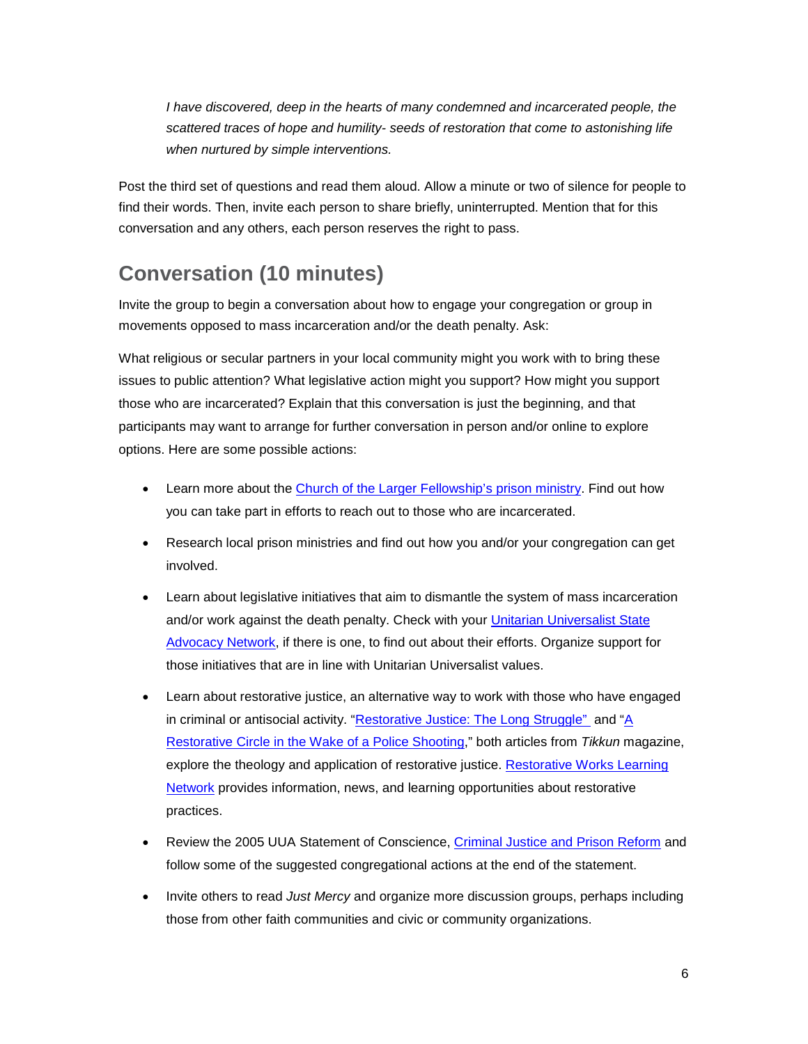*I have discovered, deep in the hearts of many condemned and incarcerated people, the scattered traces of hope and humility- seeds of restoration that come to astonishing life when nurtured by simple interventions.*

Post the third set of questions and read them aloud. Allow a minute or two of silence for people to find their words. Then, invite each person to share briefly, uninterrupted. Mention that for this conversation and any others, each person reserves the right to pass.

## Conversation (10 minutes)

Invite the group to begin a conversation about how to engage your congregation or group in movements opposed to mass incarceration and/or the death penalty. Ask:

What religious or secular partners in your local community might you work with to bring these issues to public attention? What legislative action might you support? How might you support those who are incarcerated? Explain that this conversation is just the beginning, and that participants may want to arrange for further conversation in person and/or online to explore options. Here are some possible actions:

- Learn more about the Church of the Larger Fellowship's prison ministry. Find out how you can take part in efforts to reach out to those who are incarcerated.
- Research local prison ministries and find out how you and/or your congregation can get involved.
- Learn about legislative initiatives that aim to dismantle the system of mass incarceration and/or work against the death penalty. Check with your Unitarian Universalist State Advocacy Network, if there is one, to find out about their efforts. Organize support for those initiatives that are in line with Unitarian Universalist values.
- Learn about restorative justice, an alternative way to work with those who have engaged in criminal or antisocial activity. "Restorative Justice: The Long Struggle" and "A Restorative Circle in the Wake of a Police Shooting," both articles from *Tikkun* magazine, explore the theology and application of restorative justice. Restorative Works Learning Network provides information, news, and learning opportunities about restorative practices.
- Review the 2005 UUA Statement of Conscience, Criminal Justice and Prison Reform and follow some of the suggested congregational actions at the end of the statement.
- Invite others to read *Just Mercy* and organize more discussion groups, perhaps including those from other faith communities and civic or community organizations.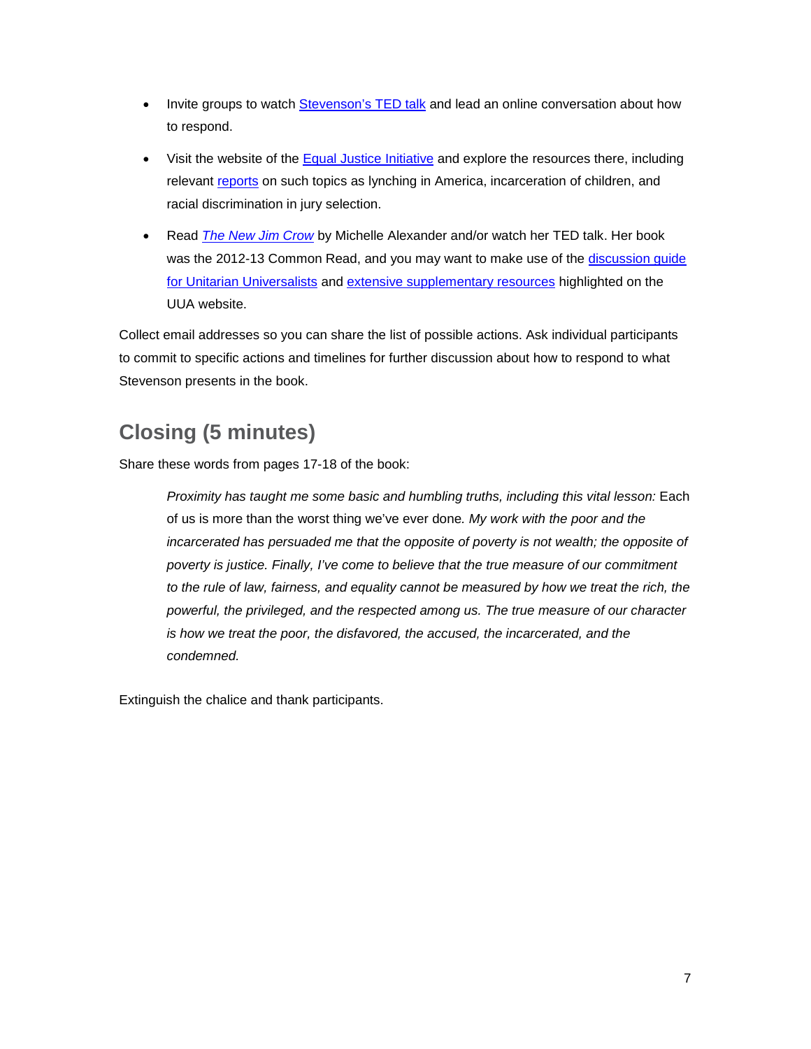- Invite groups to watch Stevenson's TED talk and lead an online conversation about how to respond.
- Visit the website of the Equal Justice Initiative and explore the resources there, including relevant reports on such topics as lynching in America, incarceration of children, and racial discrimination in jury selection.
- Read *The New Jim Crow* by Michelle Alexander and/or watch her TED talk. Her book was the 2012-13 Common Read, and you may want to make use of the discussion guide for Unitarian Universalists and extensive supplementary resources highlighted on the UUA website.

Collect email addresses so you can share the list of possible actions. Ask individual participants to commit to specific actions and timelines for further discussion about how to respond to what Stevenson presents in the book.

## Closing (5 minutes)

Share these words from pages 17-18 of the book:

> *Proximity has taught me some basic and humbling truths, including this vital lesson:* Each of us is more than the worst thing we've ever done*. My work with the poor and the incarcerated has persuaded me that the opposite of poverty is not wealth; the opposite of poverty is justice. Finally, I've come to believe that the true measure of our commitment to the rule of law, fairness, and equality cannot be measured by how we treat the rich, the powerful, the privileged, and the respected among us. The true measure of our character is how we treat the poor, the disfavored, the accused, the incarcerated, and the condemned.*

Extinguish the chalice and thank participants.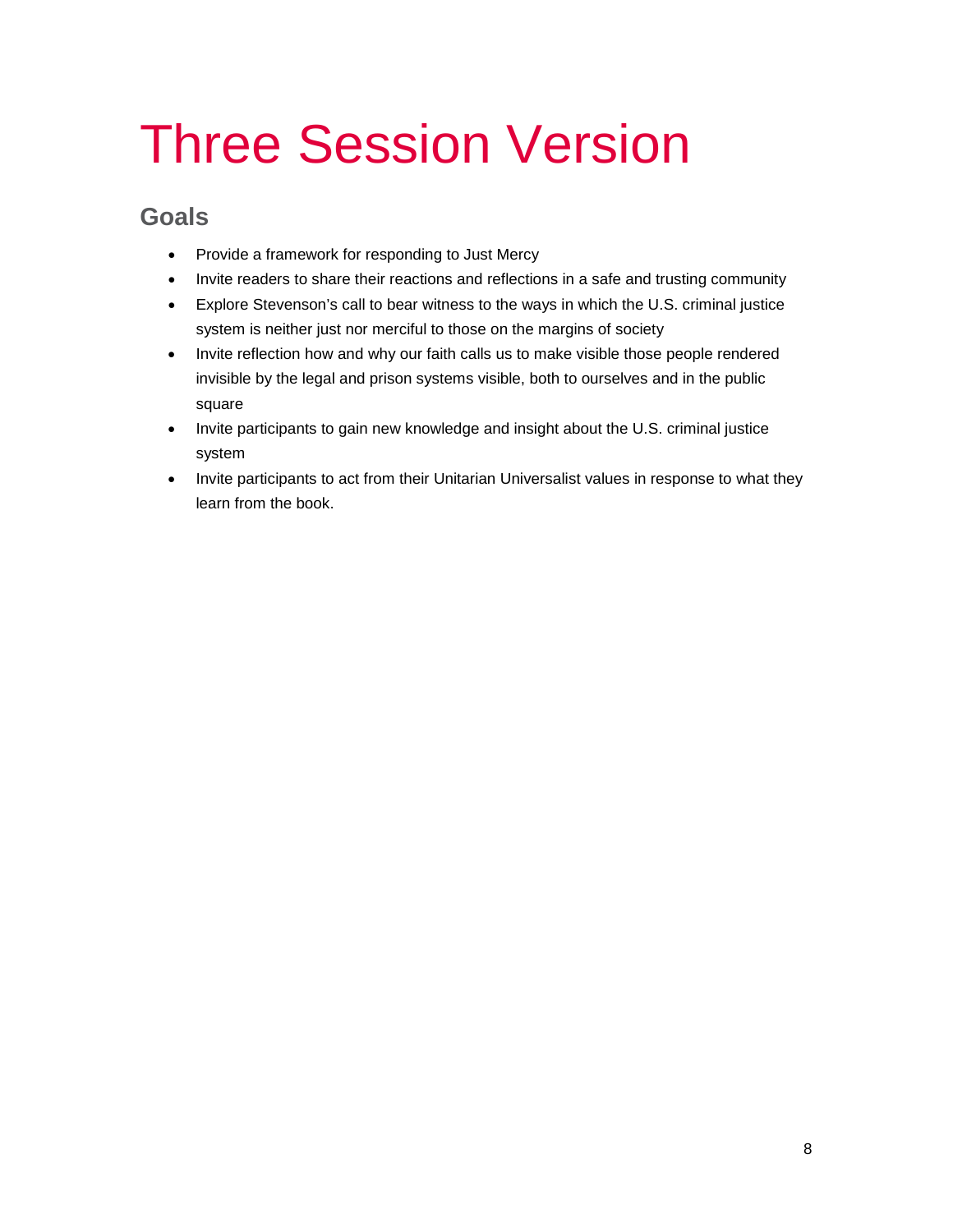# Three Session Version

## Goals

- Provide a framework for responding to Just Mercy
- Invite readers to share their reactions and reflections in a safe and trusting community
- Explore Stevenson's call to bear witness to the ways in which the U.S. criminal justice system is neither just nor merciful to those on the margins of society
- Invite reflection how and why our faith calls us to make visible those people rendered invisible by the legal and prison systems visible, both to ourselves and in the public square
- Invite participants to gain new knowledge and insight about the U.S. criminal justice system
- Invite participants to act from their Unitarian Universalist values in response to what they learn from the book.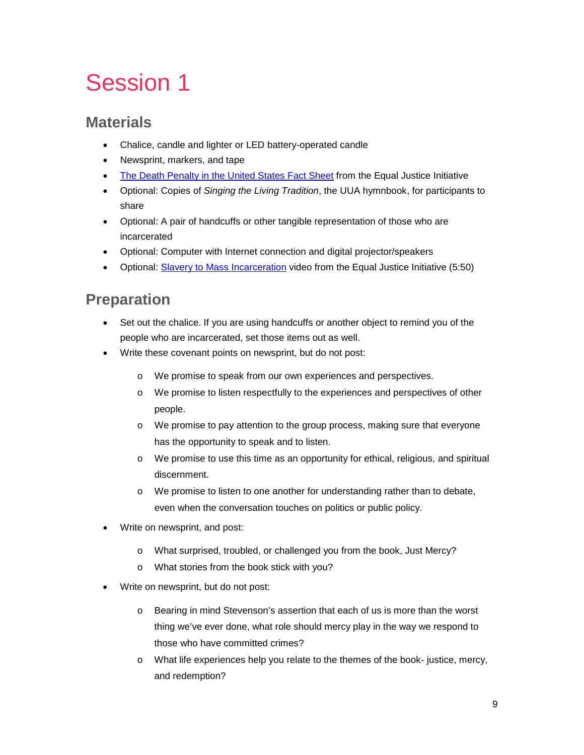# Session 1

## Materials

- Chalice, candle and lighter or LED battery-operated candle
- Newsprint, markers, and tape
- The Death Penalty in the United States Fact Sheet from the Equal Justice Initiative
- Optional: Copies of *Singing the Living Tradition*, the UUA hymnbook, for participants to share
- Optional: A pair of handcuffs or other tangible representation of those who are incarcerated
- Optional: Computer with Internet connection and digital projector/speakers
- Optional: Slavery to Mass Incarceration video from the Equal Justice Initiative (5:50)

## Preparation

- Set out the chalice. If you are using handcuffs or another object to remind you of the people who are incarcerated, set those items out as well.
- Write these covenant points on newsprint, but do not post:
  - We promise to speak from our own experiences and perspectives.
  - We promise to listen respectfully to the experiences and perspectives of other people.
  - We promise to pay attention to the group process, making sure that everyone has the opportunity to speak and to listen.
  - We promise to use this time as an opportunity for ethical, religious, and spiritual discernment.
  - We promise to listen to one another for understanding rather than to debate, even when the conversation touches on politics or public policy.
- Write on newsprint, and post:
  - What surprised, troubled, or challenged you from the book, Just Mercy?
  - What stories from the book stick with you?
- Write on newsprint, but do not post:
  - Bearing in mind Stevenson's assertion that each of us is more than the worst thing we've ever done, what role should mercy play in the way we respond to those who have committed crimes?
  - What life experiences help you relate to the themes of the book- justice, mercy, and redemption?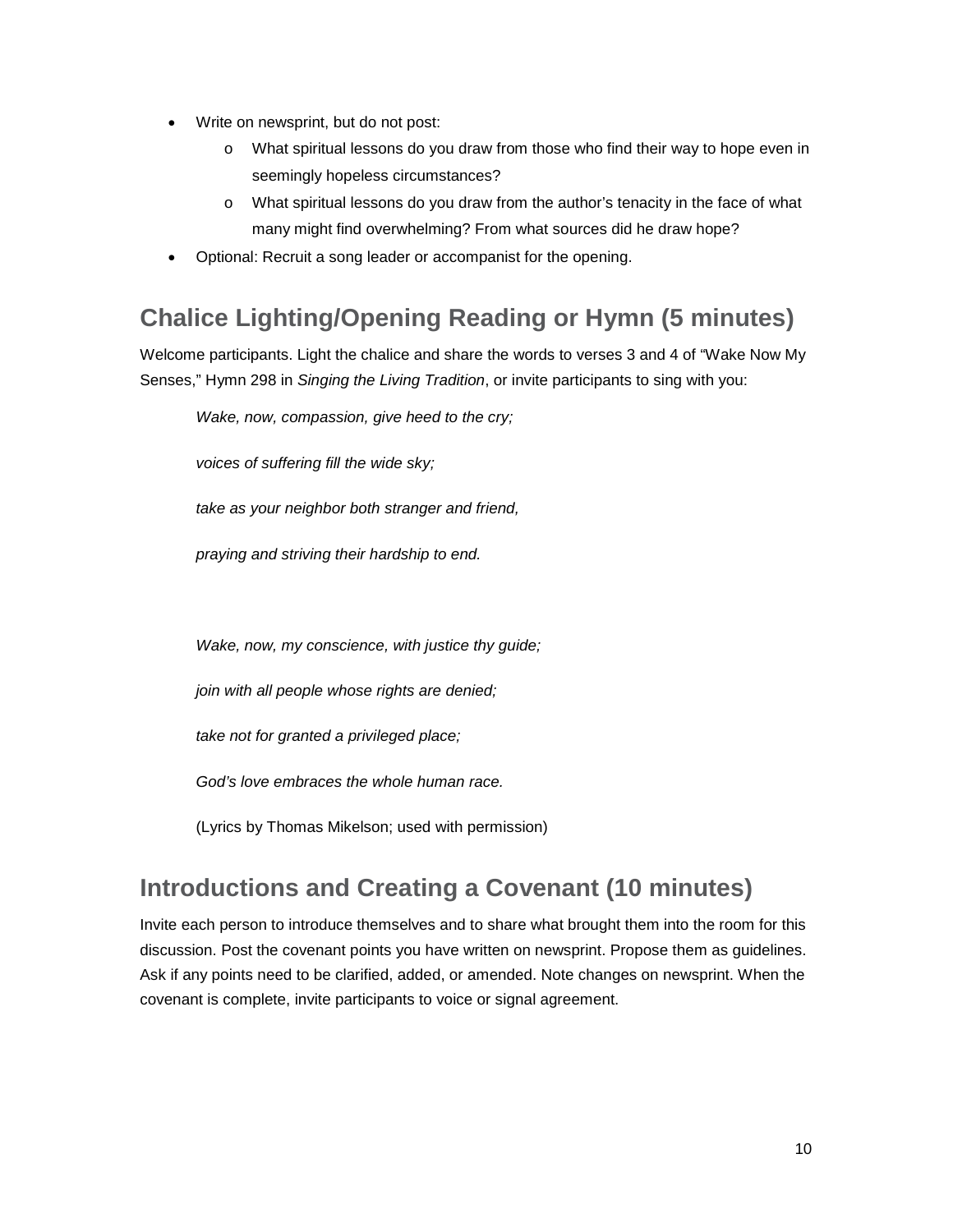- Write on newsprint, but do not post:
    - What spiritual lessons do you draw from those who find their way to hope even in seemingly hopeless circumstances?
    - What spiritual lessons do you draw from the author's tenacity in the face of what many might find overwhelming? From what sources did he draw hope?
- Optional: Recruit a song leader or accompanist for the opening.

## Chalice Lighting/Opening Reading or Hymn (5 minutes)

Welcome participants. Light the chalice and share the words to verses 3 and 4 of "Wake Now My Senses," Hymn 298 in *Singing the Living Tradition*, or invite participants to sing with you:

> *Wake, now, compassion, give heed to the cry;*
>
> *voices of suffering fill the wide sky;*
>
> *take as your neighbor both stranger and friend,*
>
> *praying and striving their hardship to end.*
>
> *Wake, now, my conscience, with justice thy guide;*
>
> *join with all people whose rights are denied;*
>
> *take not for granted a privileged place;*
>
> *God's love embraces the whole human race.*
>
> (Lyrics by Thomas Mikelson; used with permission)

## Introductions and Creating a Covenant (10 minutes)

Invite each person to introduce themselves and to share what brought them into the room for this discussion. Post the covenant points you have written on newsprint. Propose them as guidelines. Ask if any points need to be clarified, added, or amended. Note changes on newsprint. When the covenant is complete, invite participants to voice or signal agreement.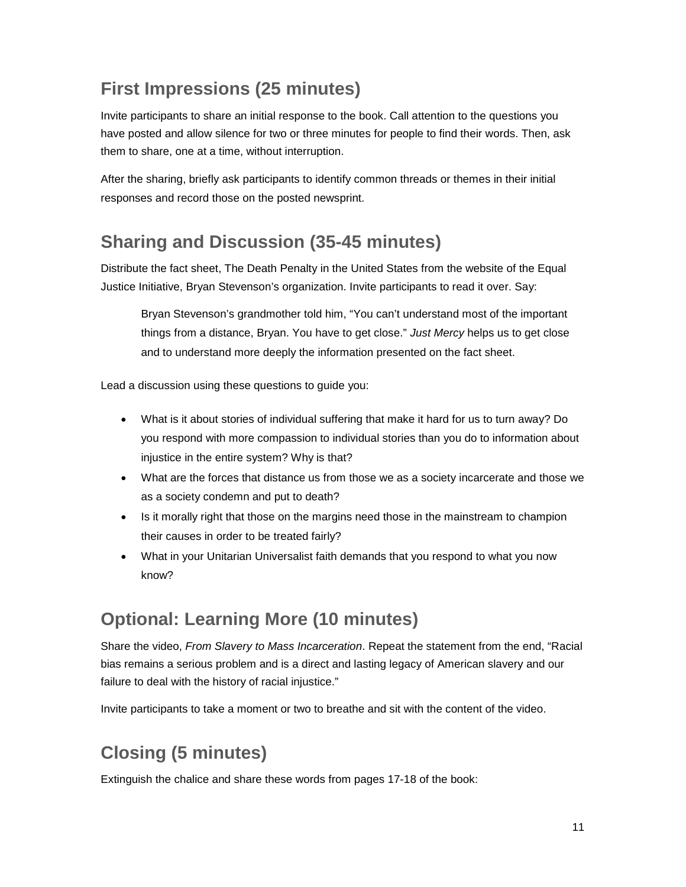## First Impressions (25 minutes)

Invite participants to share an initial response to the book. Call attention to the questions you have posted and allow silence for two or three minutes for people to find their words. Then, ask them to share, one at a time, without interruption.

After the sharing, briefly ask participants to identify common threads or themes in their initial responses and record those on the posted newsprint.

## Sharing and Discussion (35-45 minutes)

Distribute the fact sheet, The Death Penalty in the United States from the website of the Equal Justice Initiative, Bryan Stevenson's organization. Invite participants to read it over. Say:

> Bryan Stevenson's grandmother told him, "You can't understand most of the important things from a distance, Bryan. You have to get close." *Just Mercy* helps us to get close and to understand more deeply the information presented on the fact sheet.

Lead a discussion using these questions to guide you:

- What is it about stories of individual suffering that make it hard for us to turn away? Do you respond with more compassion to individual stories than you do to information about injustice in the entire system? Why is that?
- What are the forces that distance us from those we as a society incarcerate and those we as a society condemn and put to death?
- Is it morally right that those on the margins need those in the mainstream to champion their causes in order to be treated fairly?
- What in your Unitarian Universalist faith demands that you respond to what you now know?

## Optional: Learning More (10 minutes)

Share the video, *From Slavery to Mass Incarceration*. Repeat the statement from the end, "Racial bias remains a serious problem and is a direct and lasting legacy of American slavery and our failure to deal with the history of racial injustice."

Invite participants to take a moment or two to breathe and sit with the content of the video.

## Closing (5 minutes)

Extinguish the chalice and share these words from pages 17-18 of the book: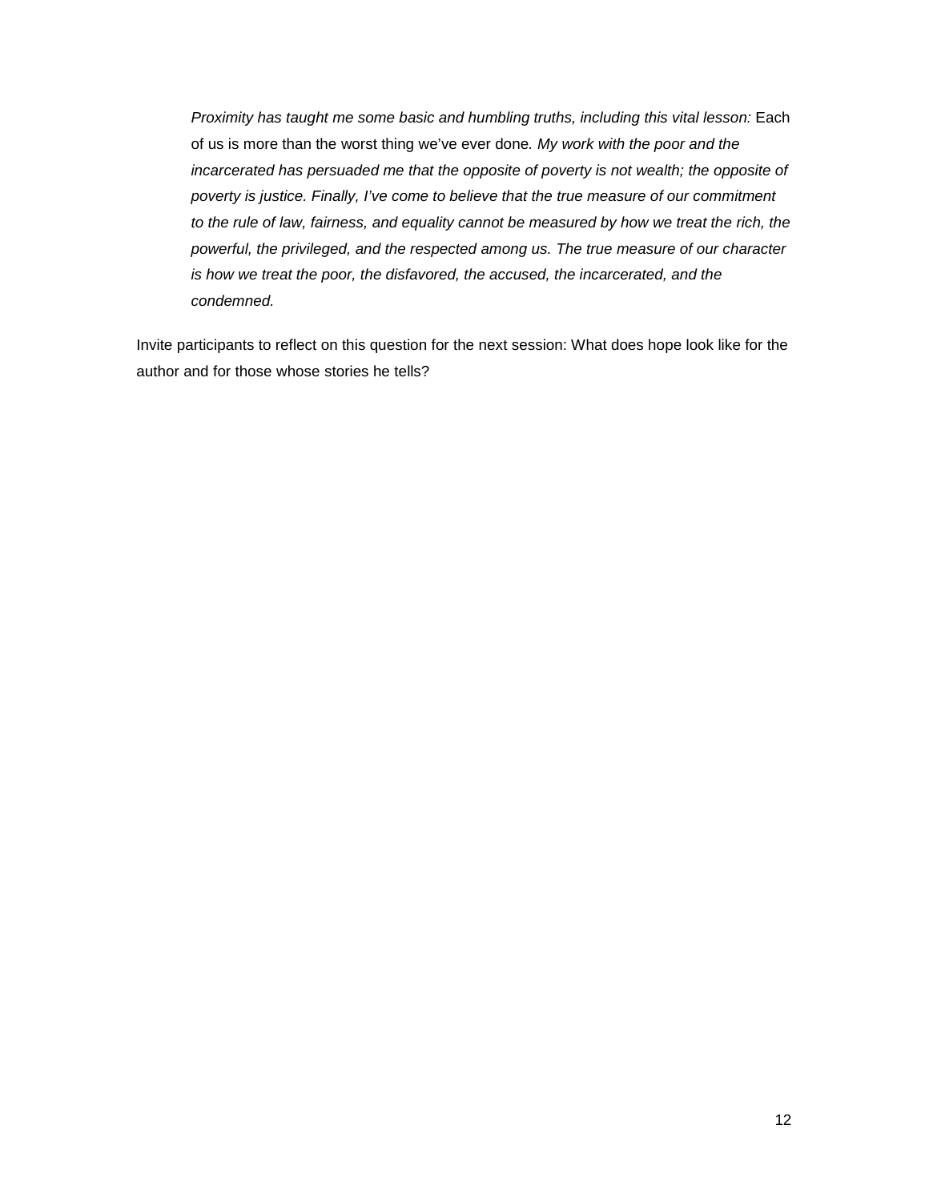> *Proximity has taught me some basic and humbling truths, including this vital lesson:* Each of us is more than the worst thing we've ever done*. My work with the poor and the incarcerated has persuaded me that the opposite of poverty is not wealth; the opposite of poverty is justice. Finally, I've come to believe that the true measure of our commitment to the rule of law, fairness, and equality cannot be measured by how we treat the rich, the powerful, the privileged, and the respected among us. The true measure of our character is how we treat the poor, the disfavored, the accused, the incarcerated, and the condemned.*

Invite participants to reflect on this question for the next session: What does hope look like for the author and for those whose stories he tells?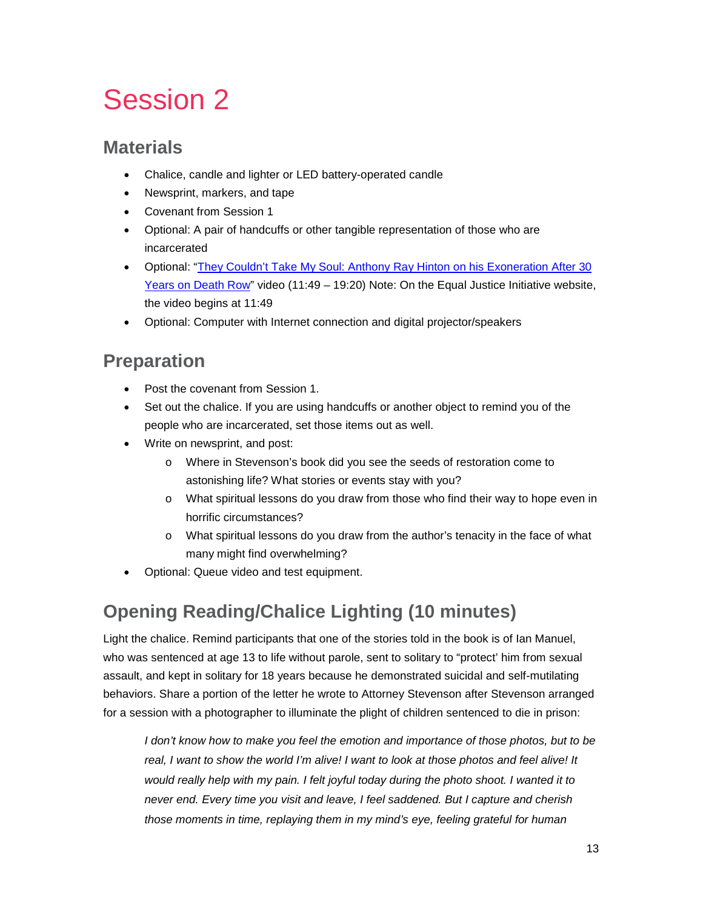# Session 2

## Materials

- Chalice, candle and lighter or LED battery-operated candle
- Newsprint, markers, and tape
- Covenant from Session 1
- Optional: A pair of handcuffs or other tangible representation of those who are incarcerated
- Optional: "[They Couldn't Take My Soul: Anthony Ray Hinton on his Exoneration After 30 Years on Death Row]()" video (11:49 – 19:20) Note: On the Equal Justice Initiative website, the video begins at 11:49
- Optional: Computer with Internet connection and digital projector/speakers

## Preparation

- Post the covenant from Session 1.
- Set out the chalice. If you are using handcuffs or another object to remind you of the people who are incarcerated, set those items out as well.
- Write on newsprint, and post:
  - Where in Stevenson's book did you see the seeds of restoration come to astonishing life? What stories or events stay with you?
  - What spiritual lessons do you draw from those who find their way to hope even in horrific circumstances?
  - What spiritual lessons do you draw from the author's tenacity in the face of what many might find overwhelming?
- Optional: Queue video and test equipment.

## Opening Reading/Chalice Lighting (10 minutes)

Light the chalice. Remind participants that one of the stories told in the book is of Ian Manuel, who was sentenced at age 13 to life without parole, sent to solitary to "protect' him from sexual assault, and kept in solitary for 18 years because he demonstrated suicidal and self-mutilating behaviors. Share a portion of the letter he wrote to Attorney Stevenson after Stevenson arranged for a session with a photographer to illuminate the plight of children sentenced to die in prison:

> *I don't know how to make you feel the emotion and importance of those photos, but to be real, I want to show the world I'm alive! I want to look at those photos and feel alive! It would really help with my pain. I felt joyful today during the photo shoot. I wanted it to never end. Every time you visit and leave, I feel saddened. But I capture and cherish those moments in time, replaying them in my mind's eye, feeling grateful for human*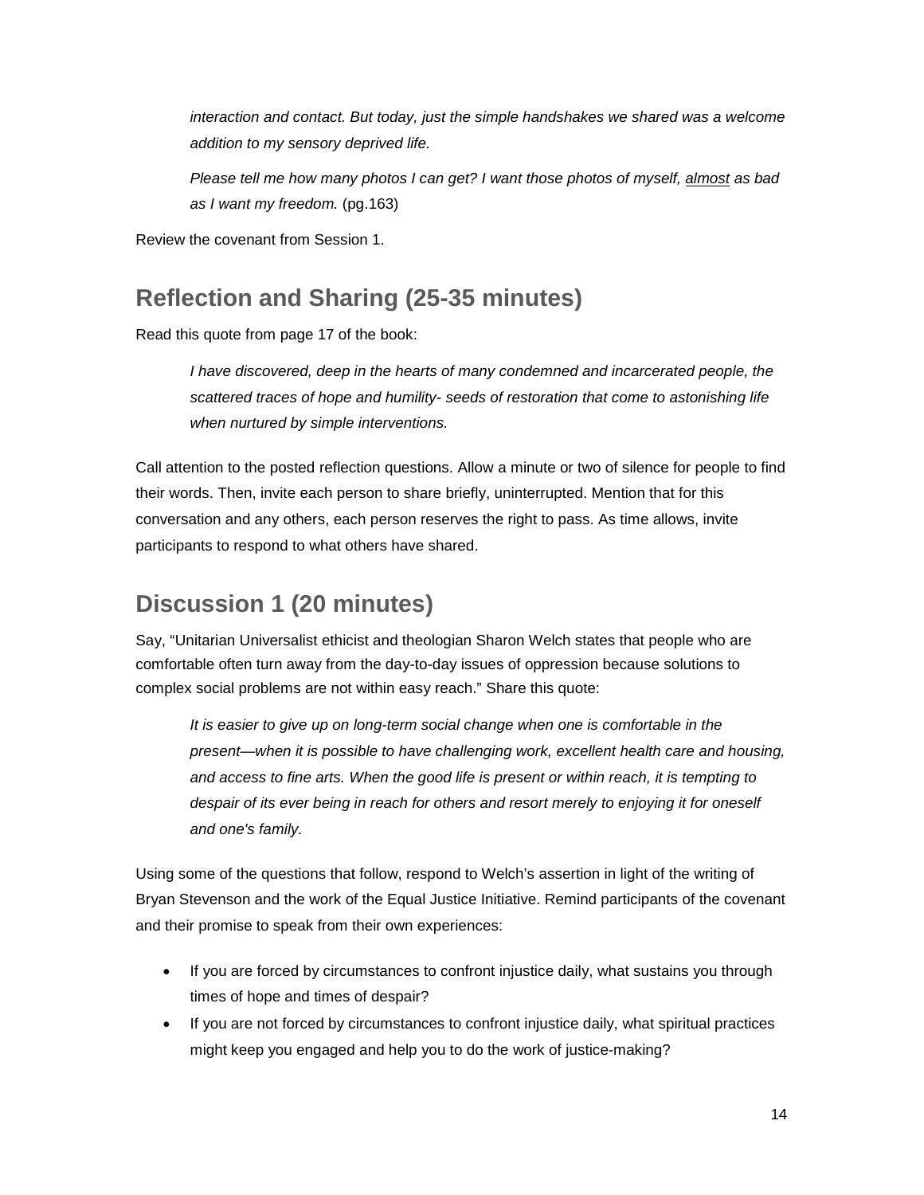*interaction and contact. But today, just the simple handshakes we shared was a welcome addition to my sensory deprived life.*

*Please tell me how many photos I can get? I want those photos of myself, <u>almost</u> as bad as I want my freedom.* (pg.163)

Review the covenant from Session 1.

## Reflection and Sharing (25-35 minutes)

Read this quote from page 17 of the book:

> *I have discovered, deep in the hearts of many condemned and incarcerated people, the scattered traces of hope and humility- seeds of restoration that come to astonishing life when nurtured by simple interventions.*

Call attention to the posted reflection questions. Allow a minute or two of silence for people to find their words. Then, invite each person to share briefly, uninterrupted. Mention that for this conversation and any others, each person reserves the right to pass. As time allows, invite participants to respond to what others have shared.

## Discussion 1 (20 minutes)

Say, "Unitarian Universalist ethicist and theologian Sharon Welch states that people who are comfortable often turn away from the day-to-day issues of oppression because solutions to complex social problems are not within easy reach." Share this quote:

> *It is easier to give up on long-term social change when one is comfortable in the present—when it is possible to have challenging work, excellent health care and housing, and access to fine arts. When the good life is present or within reach, it is tempting to despair of its ever being in reach for others and resort merely to enjoying it for oneself and one's family.*

Using some of the questions that follow, respond to Welch's assertion in light of the writing of Bryan Stevenson and the work of the Equal Justice Initiative. Remind participants of the covenant and their promise to speak from their own experiences:

- If you are forced by circumstances to confront injustice daily, what sustains you through times of hope and times of despair?
- If you are not forced by circumstances to confront injustice daily, what spiritual practices might keep you engaged and help you to do the work of justice-making?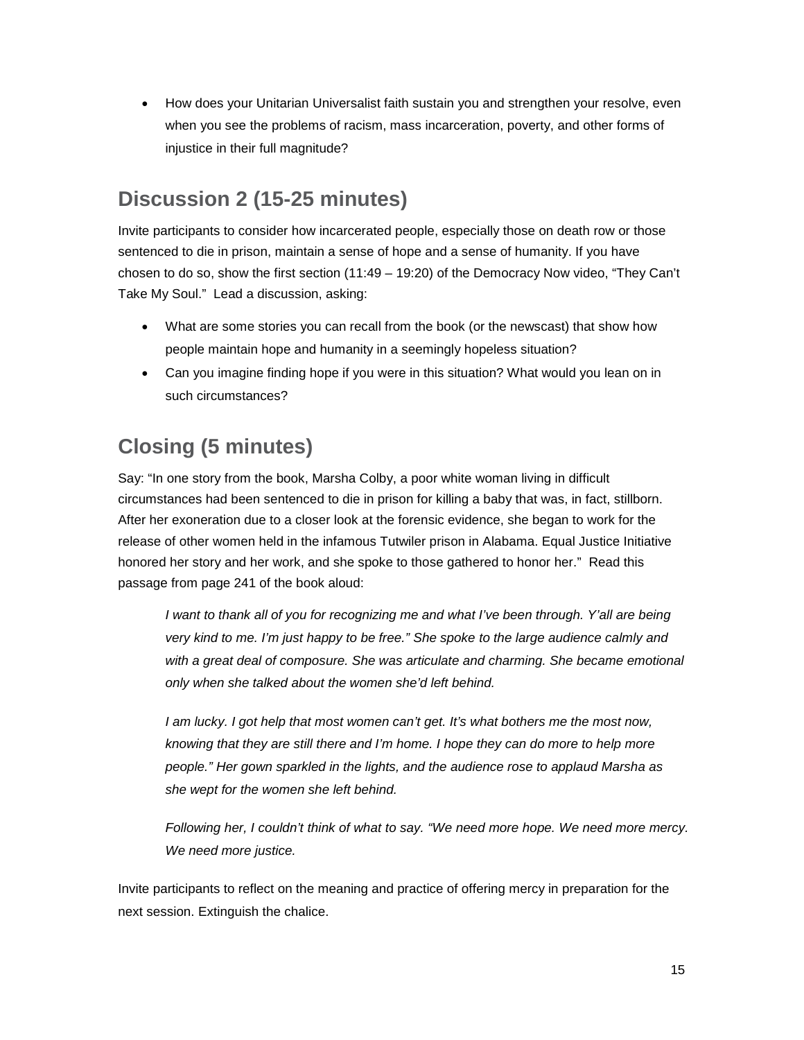- How does your Unitarian Universalist faith sustain you and strengthen your resolve, even when you see the problems of racism, mass incarceration, poverty, and other forms of injustice in their full magnitude?

## Discussion 2 (15-25 minutes)

Invite participants to consider how incarcerated people, especially those on death row or those sentenced to die in prison, maintain a sense of hope and a sense of humanity. If you have chosen to do so, show the first section (11:49 – 19:20) of the Democracy Now video, "They Can't Take My Soul." Lead a discussion, asking:

- What are some stories you can recall from the book (or the newscast) that show how people maintain hope and humanity in a seemingly hopeless situation?
- Can you imagine finding hope if you were in this situation? What would you lean on in such circumstances?

## Closing (5 minutes)

Say: "In one story from the book, Marsha Colby, a poor white woman living in difficult circumstances had been sentenced to die in prison for killing a baby that was, in fact, stillborn. After her exoneration due to a closer look at the forensic evidence, she began to work for the release of other women held in the infamous Tutwiler prison in Alabama. Equal Justice Initiative honored her story and her work, and she spoke to those gathered to honor her." Read this passage from page 241 of the book aloud:

> *I want to thank all of you for recognizing me and what I've been through. Y'all are being very kind to me. I'm just happy to be free." She spoke to the large audience calmly and with a great deal of composure. She was articulate and charming. She became emotional only when she talked about the women she'd left behind.*
>
> *I am lucky. I got help that most women can't get. It's what bothers me the most now, knowing that they are still there and I'm home. I hope they can do more to help more people." Her gown sparkled in the lights, and the audience rose to applaud Marsha as she wept for the women she left behind.*
>
> *Following her, I couldn't think of what to say. "We need more hope. We need more mercy. We need more justice.*

Invite participants to reflect on the meaning and practice of offering mercy in preparation for the next session. Extinguish the chalice.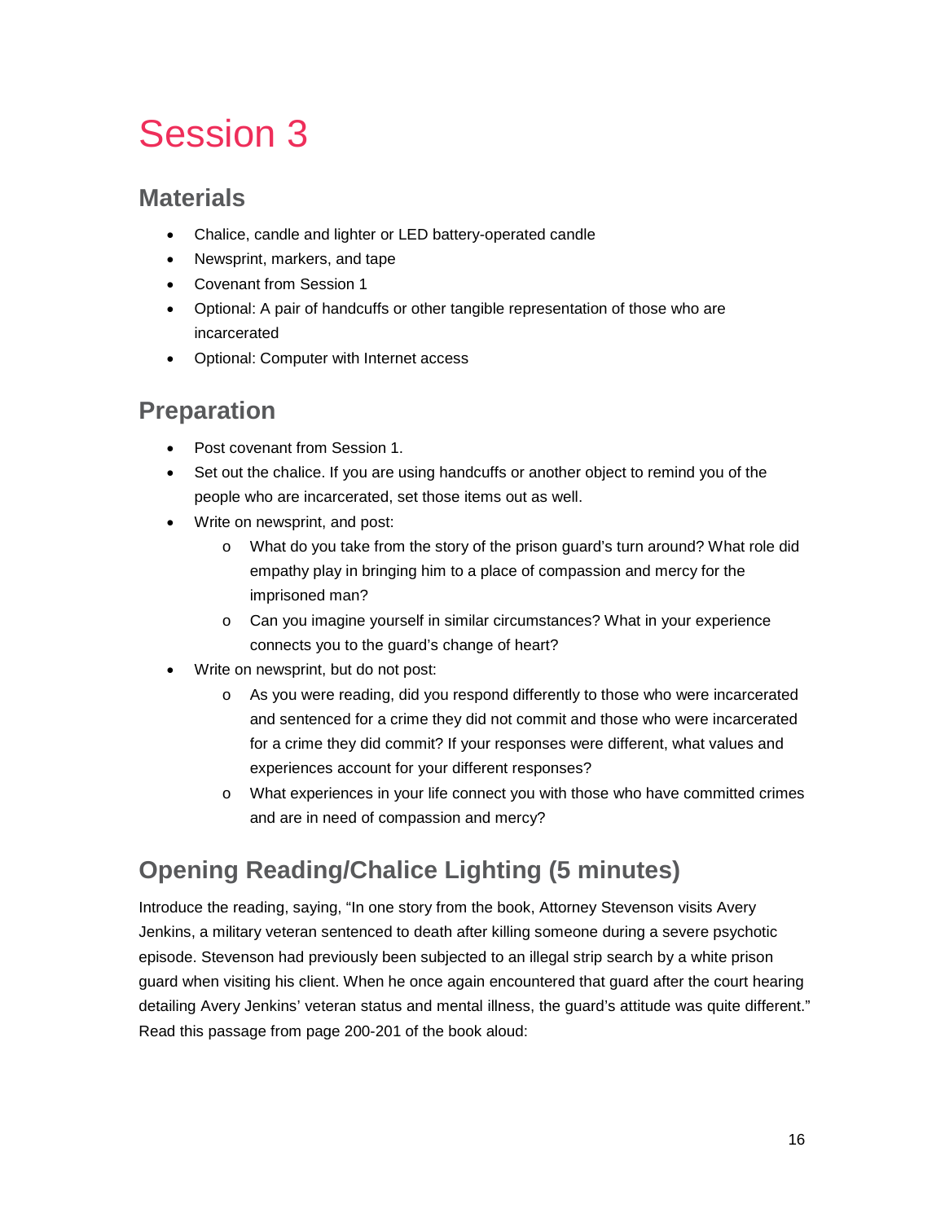# Session 3

## Materials

- Chalice, candle and lighter or LED battery-operated candle
- Newsprint, markers, and tape
- Covenant from Session 1
- Optional: A pair of handcuffs or other tangible representation of those who are incarcerated
- Optional: Computer with Internet access

## Preparation

- Post covenant from Session 1.
- Set out the chalice. If you are using handcuffs or another object to remind you of the people who are incarcerated, set those items out as well.
- Write on newsprint, and post:
  - What do you take from the story of the prison guard's turn around? What role did empathy play in bringing him to a place of compassion and mercy for the imprisoned man?
  - Can you imagine yourself in similar circumstances? What in your experience connects you to the guard's change of heart?
- Write on newsprint, but do not post:
  - As you were reading, did you respond differently to those who were incarcerated and sentenced for a crime they did not commit and those who were incarcerated for a crime they did commit? If your responses were different, what values and experiences account for your different responses?
  - What experiences in your life connect you with those who have committed crimes and are in need of compassion and mercy?

## Opening Reading/Chalice Lighting (5 minutes)

Introduce the reading, saying, "In one story from the book, Attorney Stevenson visits Avery Jenkins, a military veteran sentenced to death after killing someone during a severe psychotic episode. Stevenson had previously been subjected to an illegal strip search by a white prison guard when visiting his client. When he once again encountered that guard after the court hearing detailing Avery Jenkins' veteran status and mental illness, the guard's attitude was quite different." Read this passage from page 200-201 of the book aloud: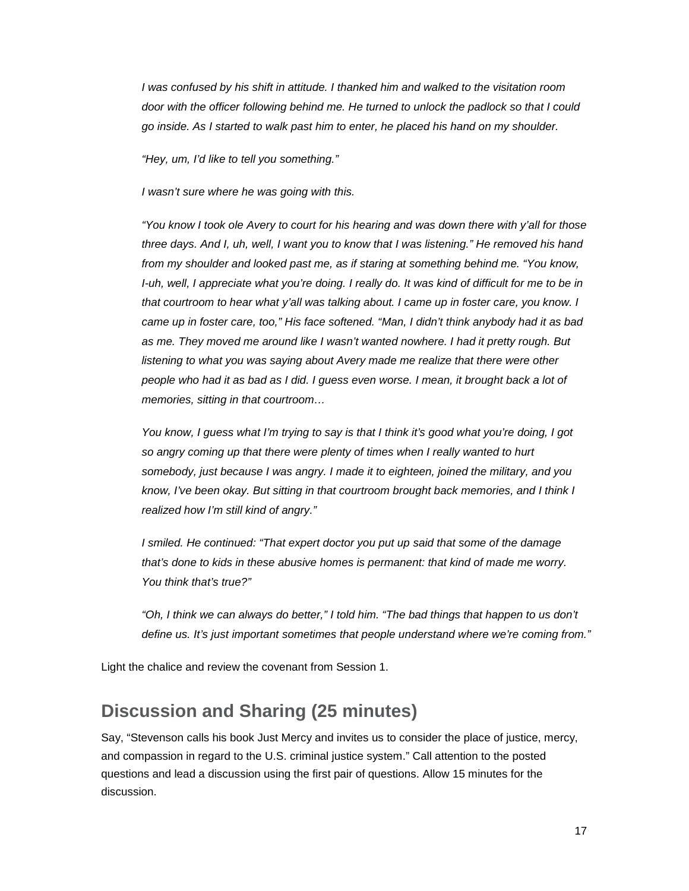*I was confused by his shift in attitude. I thanked him and walked to the visitation room door with the officer following behind me. He turned to unlock the padlock so that I could go inside. As I started to walk past him to enter, he placed his hand on my shoulder.*

*"Hey, um, I'd like to tell you something."*

*I wasn't sure where he was going with this.*

*"You know I took ole Avery to court for his hearing and was down there with y'all for those three days. And I, uh, well, I want you to know that I was listening." He removed his hand from my shoulder and looked past me, as if staring at something behind me. "You know, I-uh, well, I appreciate what you're doing. I really do. It was kind of difficult for me to be in that courtroom to hear what y'all was talking about. I came up in foster care, you know. I came up in foster care, too," His face softened. "Man, I didn't think anybody had it as bad as me. They moved me around like I wasn't wanted nowhere. I had it pretty rough. But listening to what you was saying about Avery made me realize that there were other people who had it as bad as I did. I guess even worse. I mean, it brought back a lot of memories, sitting in that courtroom…*

*You know, I guess what I'm trying to say is that I think it's good what you're doing, I got so angry coming up that there were plenty of times when I really wanted to hurt somebody, just because I was angry. I made it to eighteen, joined the military, and you know, I've been okay. But sitting in that courtroom brought back memories, and I think I realized how I'm still kind of angry."*

*I smiled. He continued: "That expert doctor you put up said that some of the damage that's done to kids in these abusive homes is permanent: that kind of made me worry. You think that's true?"*

*"Oh, I think we can always do better," I told him. "The bad things that happen to us don't define us. It's just important sometimes that people understand where we're coming from."*

Light the chalice and review the covenant from Session 1.

## Discussion and Sharing (25 minutes)

Say, "Stevenson calls his book Just Mercy and invites us to consider the place of justice, mercy, and compassion in regard to the U.S. criminal justice system." Call attention to the posted questions and lead a discussion using the first pair of questions. Allow 15 minutes for the discussion.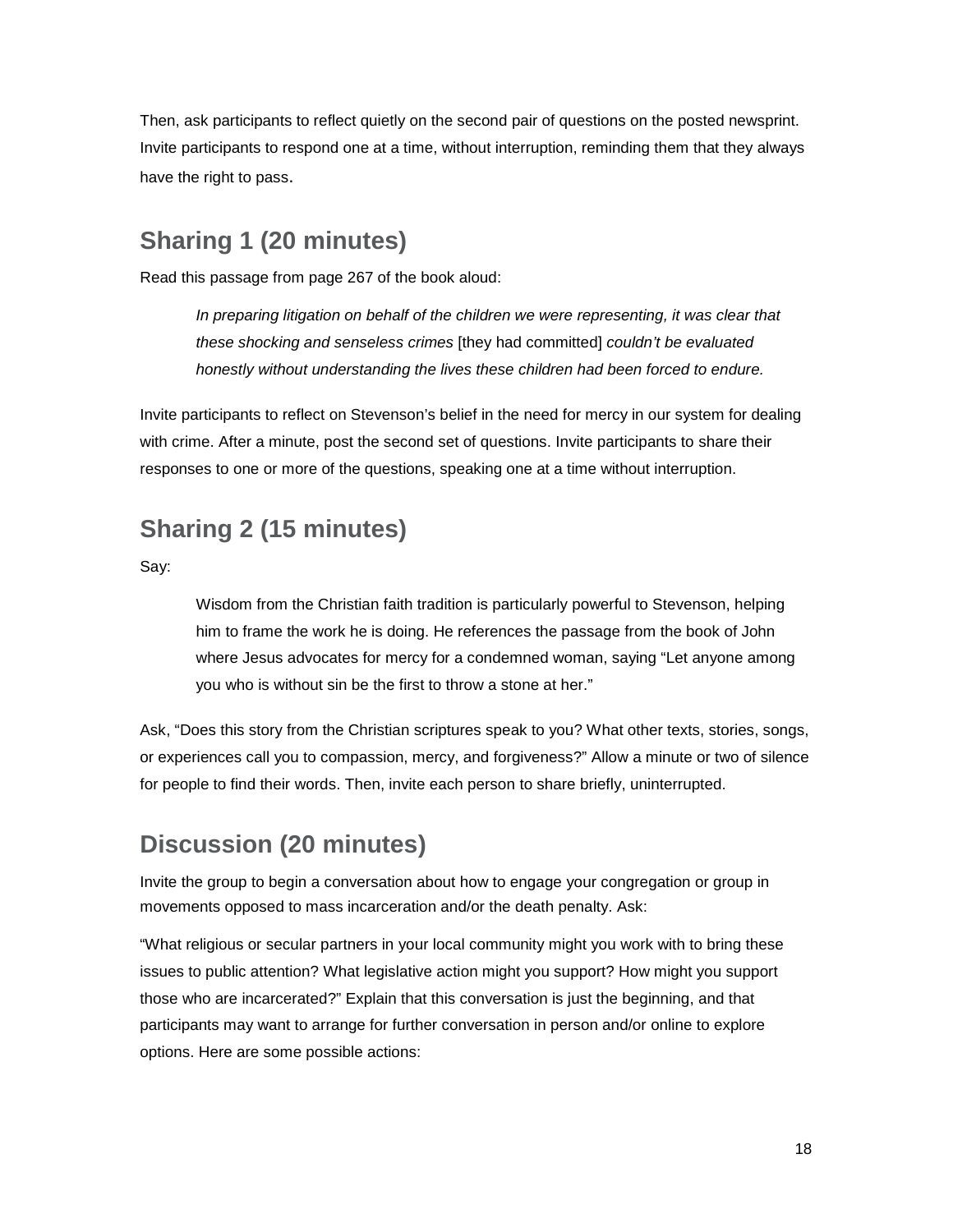Then, ask participants to reflect quietly on the second pair of questions on the posted newsprint. Invite participants to respond one at a time, without interruption, reminding them that they always have the right to pass.

## Sharing 1 (20 minutes)

Read this passage from page 267 of the book aloud:

> *In preparing litigation on behalf of the children we were representing, it was clear that these shocking and senseless crimes* [they had committed] *couldn't be evaluated honestly without understanding the lives these children had been forced to endure.*

Invite participants to reflect on Stevenson's belief in the need for mercy in our system for dealing with crime. After a minute, post the second set of questions. Invite participants to share their responses to one or more of the questions, speaking one at a time without interruption.

## Sharing 2 (15 minutes)

Say:

> Wisdom from the Christian faith tradition is particularly powerful to Stevenson, helping him to frame the work he is doing. He references the passage from the book of John where Jesus advocates for mercy for a condemned woman, saying "Let anyone among you who is without sin be the first to throw a stone at her."

Ask, "Does this story from the Christian scriptures speak to you? What other texts, stories, songs, or experiences call you to compassion, mercy, and forgiveness?" Allow a minute or two of silence for people to find their words. Then, invite each person to share briefly, uninterrupted.

## Discussion (20 minutes)

Invite the group to begin a conversation about how to engage your congregation or group in movements opposed to mass incarceration and/or the death penalty. Ask:

"What religious or secular partners in your local community might you work with to bring these issues to public attention? What legislative action might you support? How might you support those who are incarcerated?" Explain that this conversation is just the beginning, and that participants may want to arrange for further conversation in person and/or online to explore options. Here are some possible actions: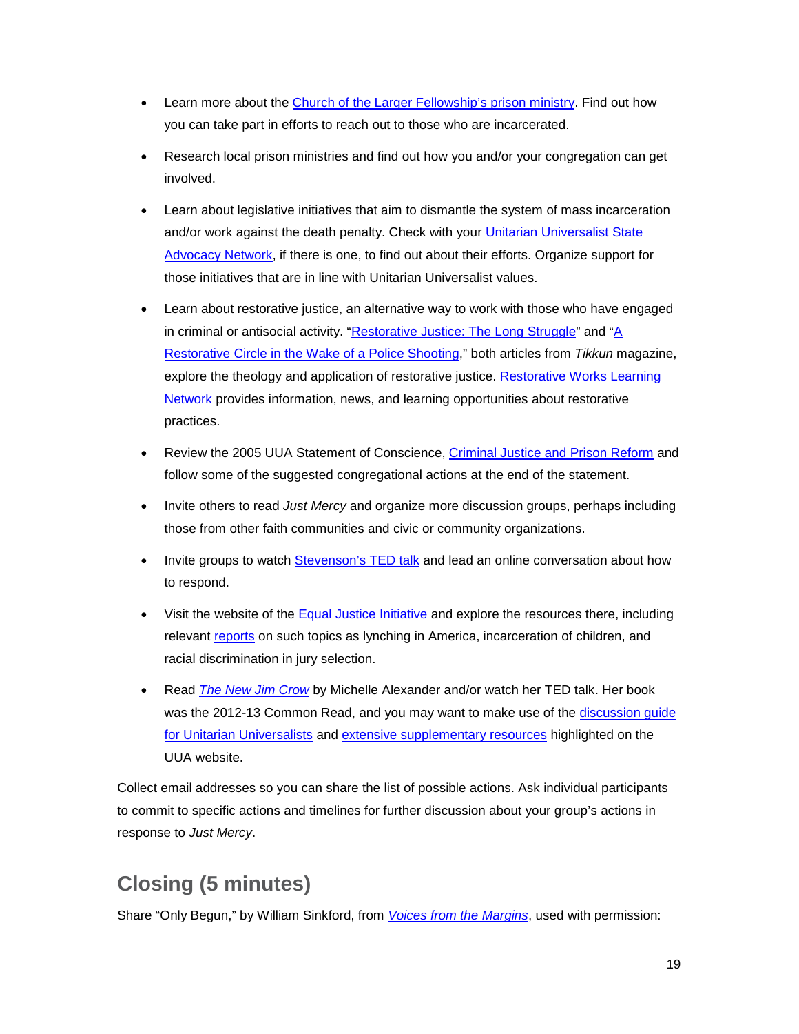- Learn more about the Church of the Larger Fellowship's prison ministry. Find out how you can take part in efforts to reach out to those who are incarcerated.
- Research local prison ministries and find out how you and/or your congregation can get involved.
- Learn about legislative initiatives that aim to dismantle the system of mass incarceration and/or work against the death penalty. Check with your Unitarian Universalist State Advocacy Network, if there is one, to find out about their efforts. Organize support for those initiatives that are in line with Unitarian Universalist values.
- Learn about restorative justice, an alternative way to work with those who have engaged in criminal or antisocial activity. "Restorative Justice: The Long Struggle" and "A Restorative Circle in the Wake of a Police Shooting," both articles from *Tikkun* magazine, explore the theology and application of restorative justice. Restorative Works Learning Network provides information, news, and learning opportunities about restorative practices.
- Review the 2005 UUA Statement of Conscience, Criminal Justice and Prison Reform and follow some of the suggested congregational actions at the end of the statement.
- Invite others to read *Just Mercy* and organize more discussion groups, perhaps including those from other faith communities and civic or community organizations.
- Invite groups to watch Stevenson's TED talk and lead an online conversation about how to respond.
- Visit the website of the Equal Justice Initiative and explore the resources there, including relevant reports on such topics as lynching in America, incarceration of children, and racial discrimination in jury selection.
- Read *The New Jim Crow* by Michelle Alexander and/or watch her TED talk. Her book was the 2012-13 Common Read, and you may want to make use of the discussion guide for Unitarian Universalists and extensive supplementary resources highlighted on the UUA website.

Collect email addresses so you can share the list of possible actions. Ask individual participants to commit to specific actions and timelines for further discussion about your group's actions in response to *Just Mercy*.

## Closing (5 minutes)

Share "Only Begun," by William Sinkford, from *Voices from the Margins*, used with permission: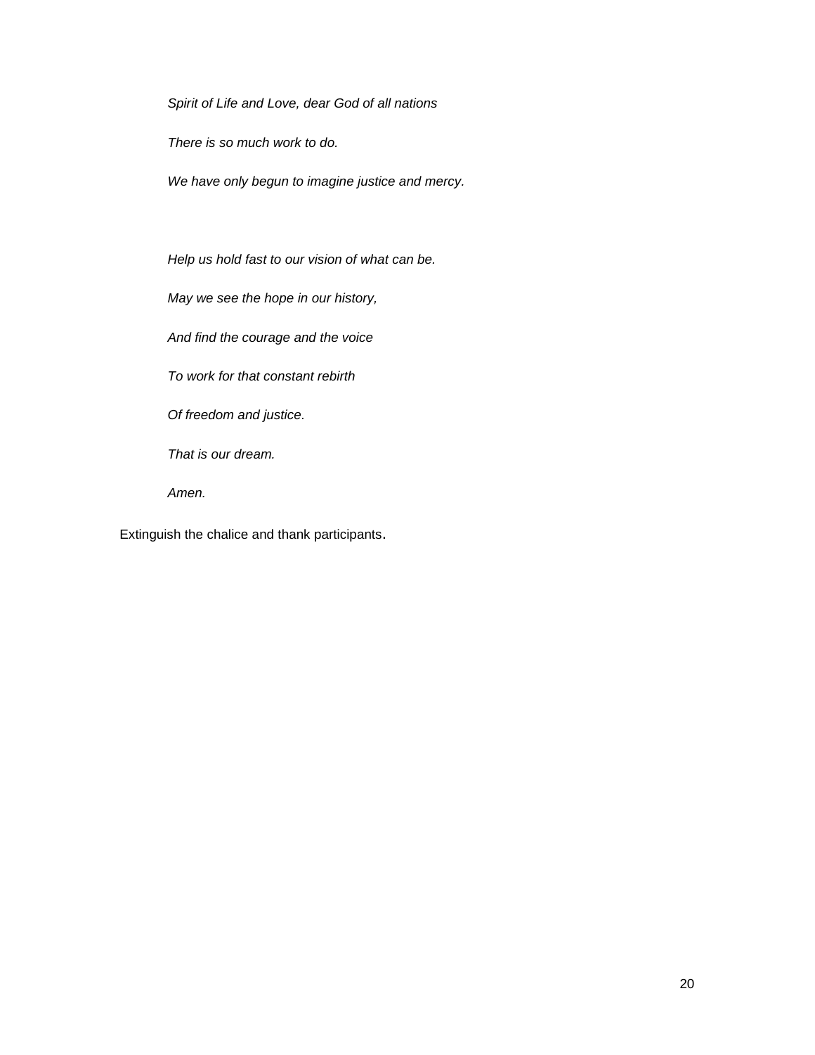*Spirit of Life and Love, dear God of all nations*

*There is so much work to do.*

*We have only begun to imagine justice and mercy.*

*Help us hold fast to our vision of what can be.*

*May we see the hope in our history,*

*And find the courage and the voice*

*To work for that constant rebirth*

*Of freedom and justice.*

*That is our dream.*

*Amen.*

Extinguish the chalice and thank participants.